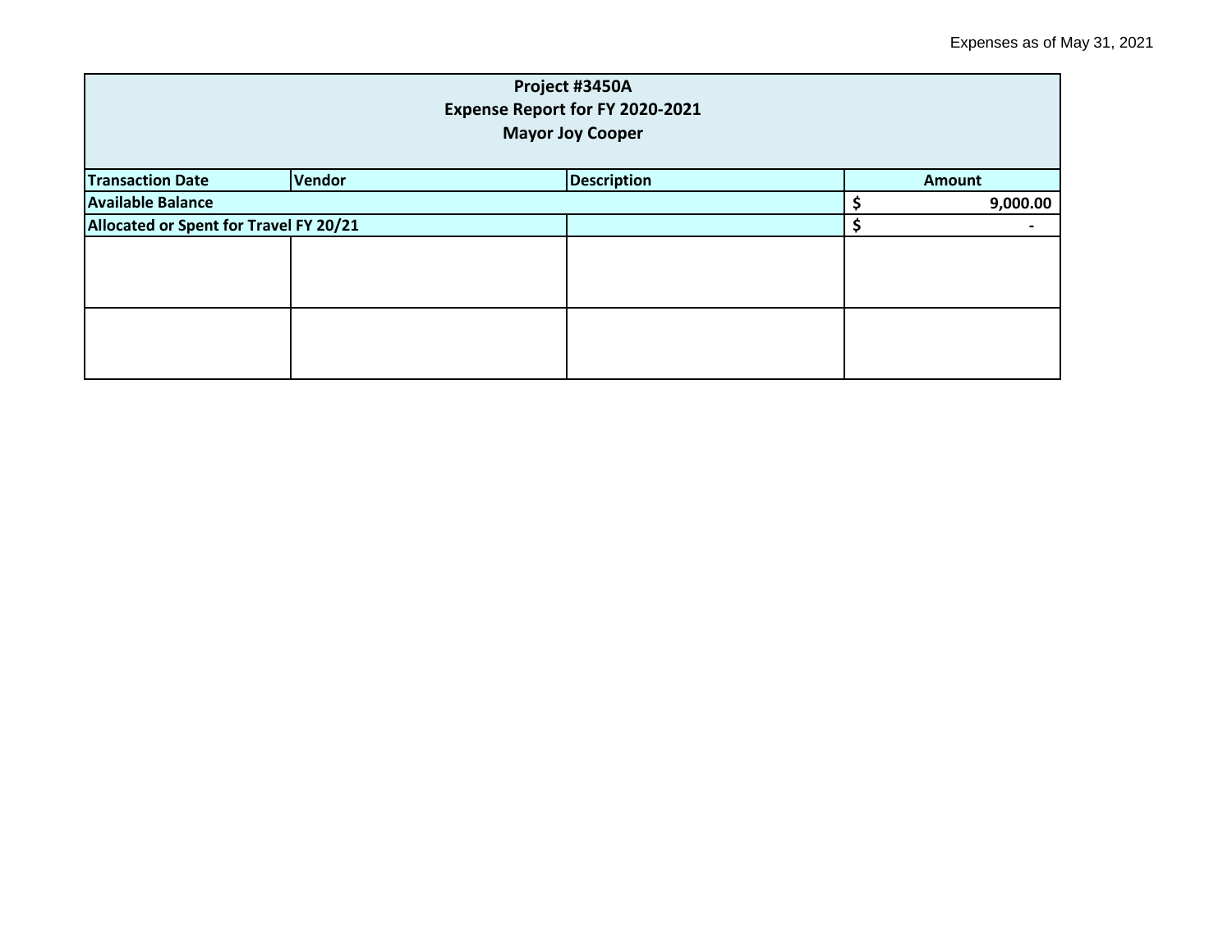Expenses as of May 31, 2021

| Project #3450A<br>Expense Report for FY 2020-2021<br>Mayor Joy Cooper | | | |
|---|---|---|---|
| **Transaction Date** | **Vendor** | **Description** | **Amount** |
| **Available Balance** | | | **$ 9,000.00** |
| **Allocated or Spent for Travel FY 20/21** | | | **$ -** |
| | | | |
| | | | |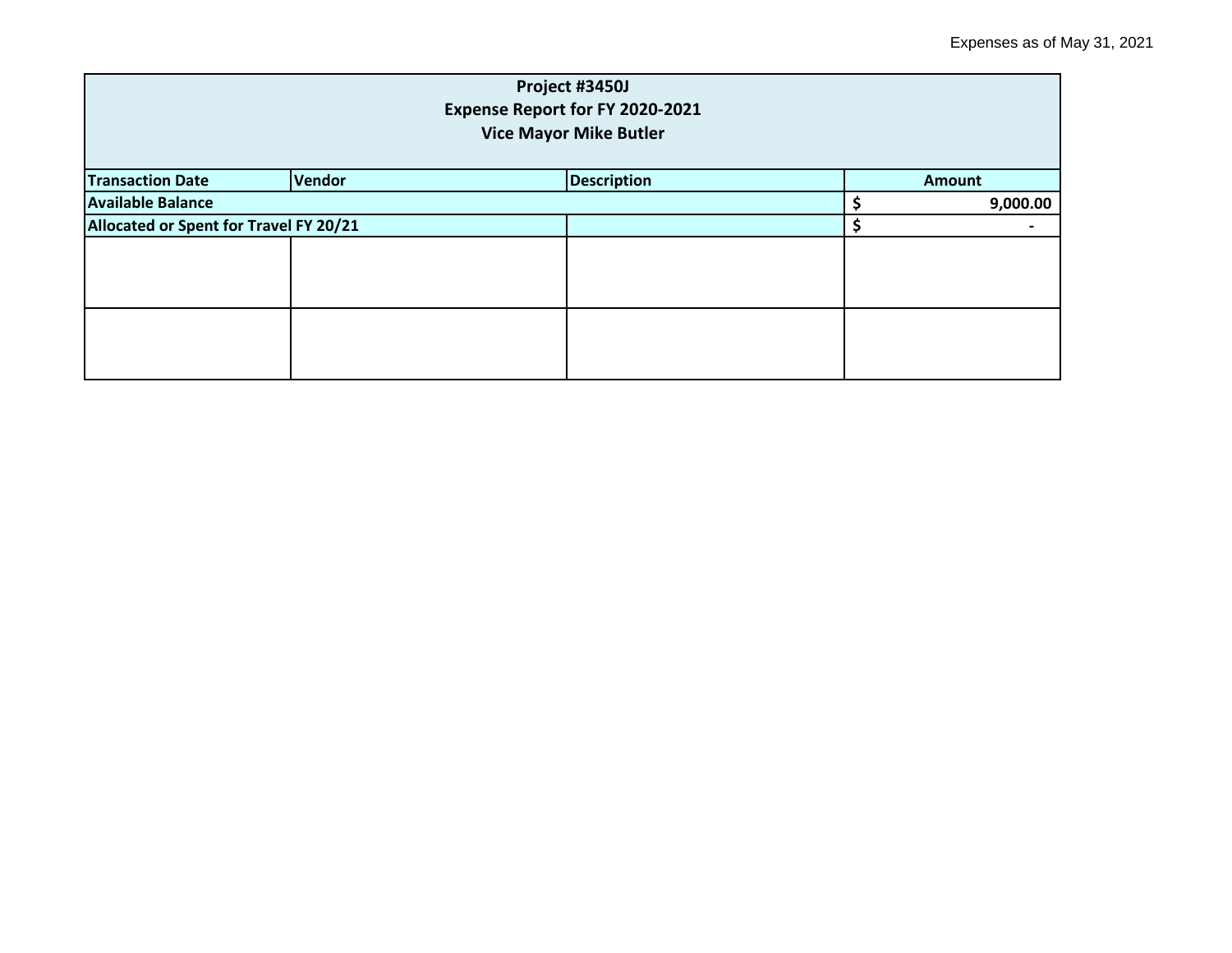Expenses as of May 31, 2021

| Project #3450J<br>Expense Report for FY 2020-2021<br>Vice Mayor Mike Butler | | | |
| --- | --- | --- | --- |
| **Transaction Date** | **Vendor** | **Description** | **Amount** |
| **Available Balance** | | | **$ 9,000.00** |
| **Allocated or Spent for Travel FY 20/21** | | | **$ -** |
| | | | |
| | | | |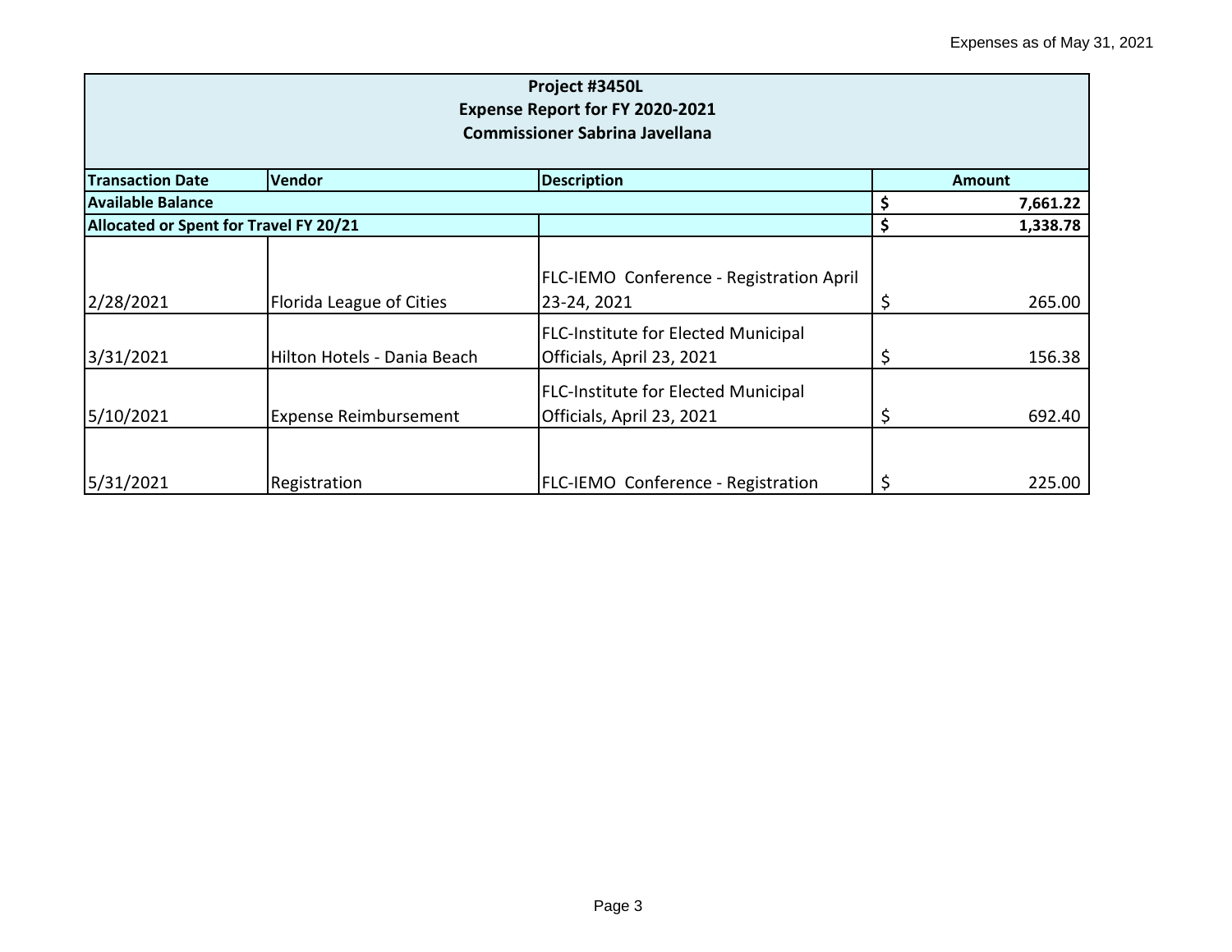Expenses as of May 31, 2021

| Project #3450L<br>Expense Report for FY 2020-2021<br>Commissioner Sabrina Javellana | | | |
|---|---|---|---|
| **Transaction Date** | **Vendor** | **Description** | **Amount** |
| **Available Balance** | | | **$ 7,661.22** |
| **Allocated or Spent for Travel FY 20/21** | | | **$ 1,338.78** |
| 2/28/2021 | Florida League of Cities | FLC-IEMO Conference - Registration April 23-24, 2021 | $ 265.00 |
| 3/31/2021 | Hilton Hotels - Dania Beach | FLC-Institute for Elected Municipal Officials, April 23, 2021 | $ 156.38 |
| 5/10/2021 | Expense Reimbursement | FLC-Institute for Elected Municipal Officials, April 23, 2021 | $ 692.40 |
| 5/31/2021 | Registration | FLC-IEMO Conference - Registration | $ 225.00 |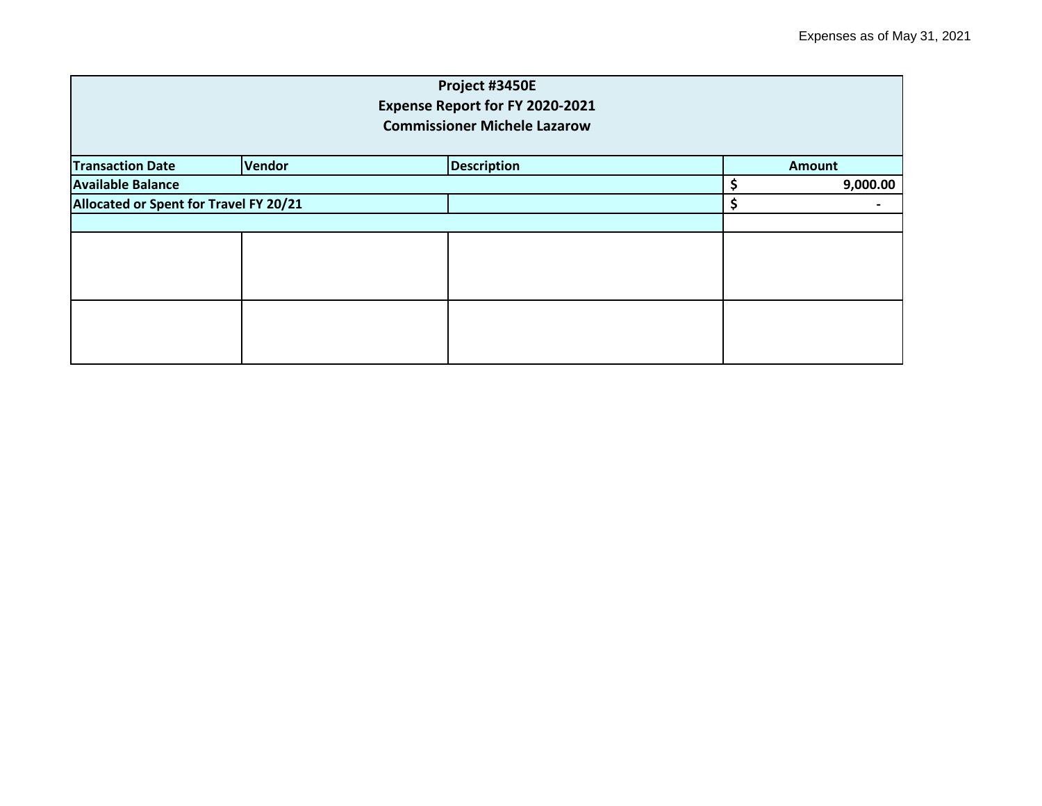Expenses as of May 31, 2021

| Project #3450E<br>Expense Report for FY 2020-2021<br>Commissioner Michele Lazarow | | | |
|---|---|---|---|
| **Transaction Date** | **Vendor** | **Description** | **Amount** |
| **Available Balance** | | | **$ 9,000.00** |
| **Allocated or Spent for Travel FY 20/21** | | | **$ -** |
| | | | |
| | | | |
| | | | |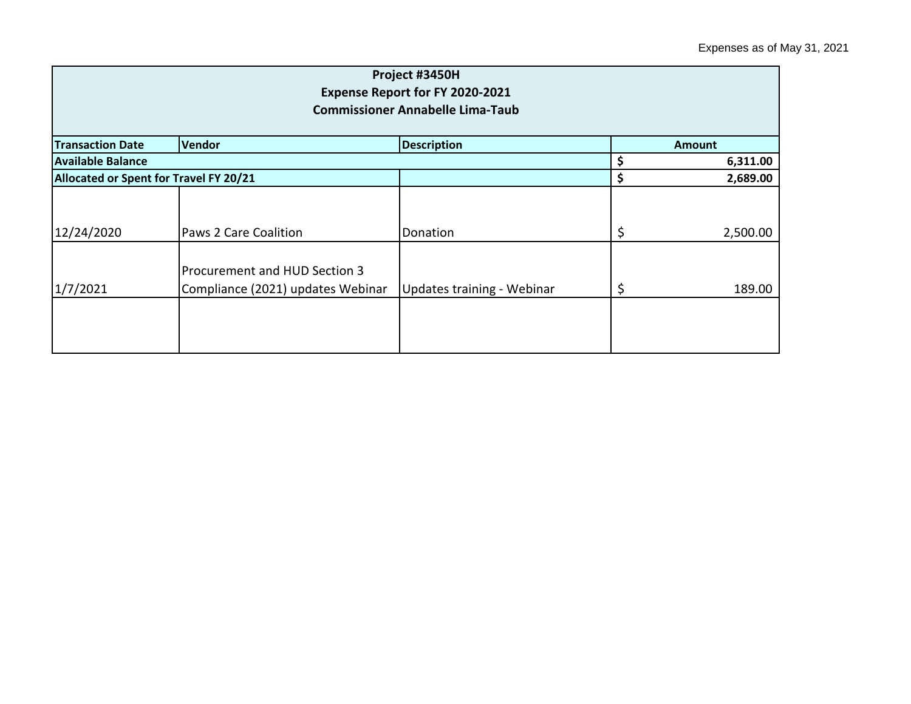Expenses as of May 31, 2021

| Project #3450H<br>Expense Report for FY 2020-2021<br>Commissioner Annabelle Lima-Taub | | | |
|---|---|---|---|
| **Transaction Date** | **Vendor** | **Description** | **Amount** |
| **Available Balance** | | | **$ 6,311.00** |
| **Allocated or Spent for Travel FY 20/21** | | | **$ 2,689.00** |
| 12/24/2020 | Paws 2 Care Coalition | Donation | $ 2,500.00 |
| 1/7/2021 | Procurement and HUD Section 3 Compliance (2021) updates Webinar | Updates training - Webinar | $ 189.00 |
| | | | |